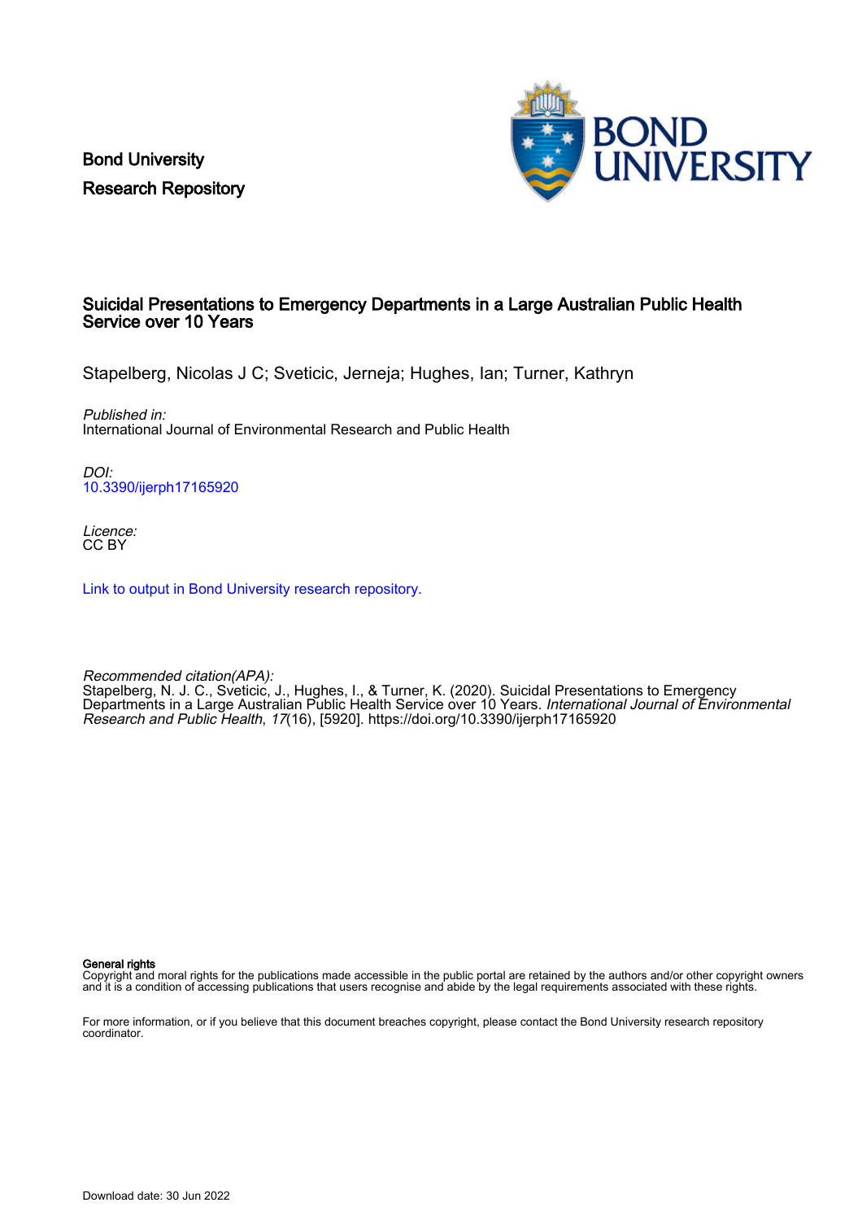Bond University
Research Repository

# Suicidal Presentations to Emergency Departments in a Large Australian Public Health Service over 10 Years

Stapelberg, Nicolas J C; Sveticic, Jerneja; Hughes, Ian; Turner, Kathryn

*Published in:*
International Journal of Environmental Research and Public Health

*DOI:*
[10.3390/ijerph17165920](https://doi.org/10.3390/ijerph17165920)

*Licence:*
CC BY

[Link to output in Bond University research repository.](#)

*Recommended citation(APA):*
Stapelberg, N. J. C., Sveticic, J., Hughes, I., & Turner, K. (2020). Suicidal Presentations to Emergency Departments in a Large Australian Public Health Service over 10 Years. *International Journal of Environmental Research and Public Health*, *17*(16), [5920]. https://doi.org/10.3390/ijerph17165920

**General rights**
Copyright and moral rights for the publications made accessible in the public portal are retained by the authors and/or other copyright owners and it is a condition of accessing publications that users recognise and abide by the legal requirements associated with these rights.

For more information, or if you believe that this document breaches copyright, please contact the Bond University research repository coordinator.

Download date: 30 Jun 2022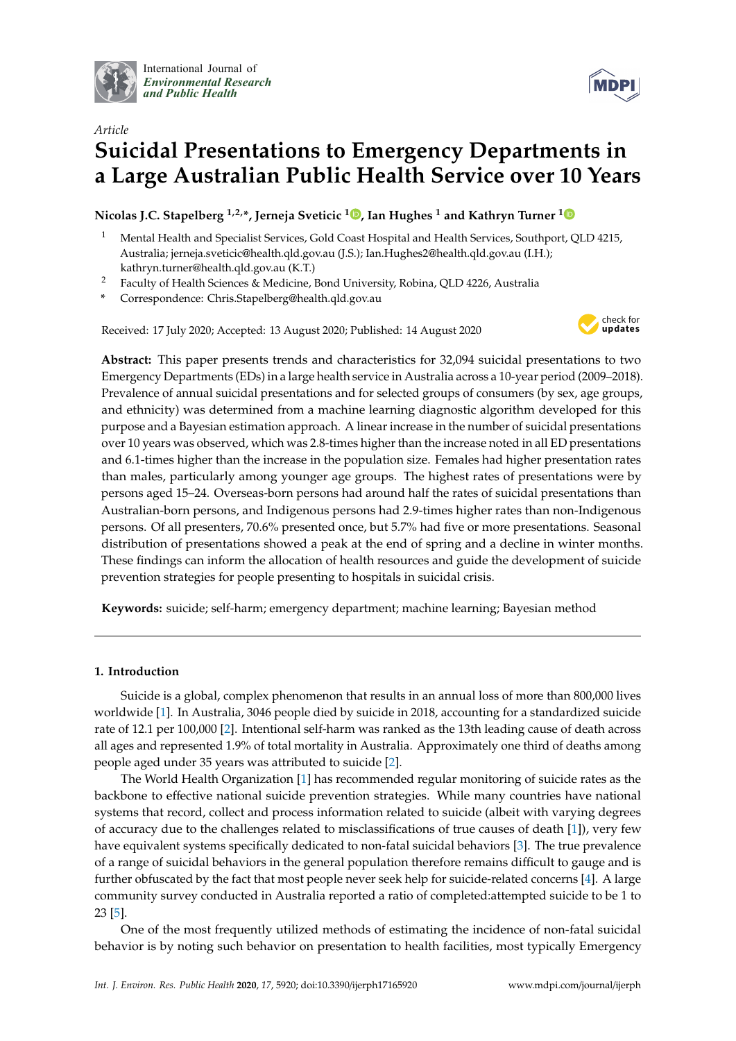International Journal of *Environmental Research and Public Health*

*Article*

# Suicidal Presentations to Emergency Departments in a Large Australian Public Health Service over 10 Years

**Nicolas J.C. Stapelberg [1,2,*], Jerneja Sveticic [1], Ian Hughes [1] and Kathryn Turner [1]**

[1] Mental Health and Specialist Services, Gold Coast Hospital and Health Services, Southport, QLD 4215, Australia; jerneja.sveticic@health.qld.gov.au (J.S.); Ian.Hughes2@health.qld.gov.au (I.H.); kathryn.turner@health.qld.gov.au (K.T.)

[2] Faculty of Health Sciences & Medicine, Bond University, Robina, QLD 4226, Australia

[*] Correspondence: Chris.Stapelberg@health.qld.gov.au

Received: 17 July 2020; Accepted: 13 August 2020; Published: 14 August 2020

**Abstract:** This paper presents trends and characteristics for 32,094 suicidal presentations to two Emergency Departments (EDs) in a large health service in Australia across a 10-year period (2009–2018). Prevalence of annual suicidal presentations and for selected groups of consumers (by sex, age groups, and ethnicity) was determined from a machine learning diagnostic algorithm developed for this purpose and a Bayesian estimation approach. A linear increase in the number of suicidal presentations over 10 years was observed, which was 2.8-times higher than the increase noted in all ED presentations and 6.1-times higher than the increase in the population size. Females had higher presentation rates than males, particularly among younger age groups. The highest rates of presentations were by persons aged 15–24. Overseas-born persons had around half the rates of suicidal presentations than Australian-born persons, and Indigenous persons had 2.9-times higher rates than non-Indigenous persons. Of all presenters, 70.6% presented once, but 5.7% had five or more presentations. Seasonal distribution of presentations showed a peak at the end of spring and a decline in winter months. These findings can inform the allocation of health resources and guide the development of suicide prevention strategies for people presenting to hospitals in suicidal crisis.

**Keywords:** suicide; self-harm; emergency department; machine learning; Bayesian method

## 1. Introduction

Suicide is a global, complex phenomenon that results in an annual loss of more than 800,000 lives worldwide [1]. In Australia, 3046 people died by suicide in 2018, accounting for a standardized suicide rate of 12.1 per 100,000 [2]. Intentional self-harm was ranked as the 13th leading cause of death across all ages and represented 1.9% of total mortality in Australia. Approximately one third of deaths among people aged under 35 years was attributed to suicide [2].

The World Health Organization [1] has recommended regular monitoring of suicide rates as the backbone to effective national suicide prevention strategies. While many countries have national systems that record, collect and process information related to suicide (albeit with varying degrees of accuracy due to the challenges related to misclassifications of true causes of death [1]), very few have equivalent systems specifically dedicated to non-fatal suicidal behaviors [3]. The true prevalence of a range of suicidal behaviors in the general population therefore remains difficult to gauge and is further obfuscated by the fact that most people never seek help for suicide-related concerns [4]. A large community survey conducted in Australia reported a ratio of completed:attempted suicide to be 1 to 23 [5].

One of the most frequently utilized methods of estimating the incidence of non-fatal suicidal behavior is by noting such behavior on presentation to health facilities, most typically Emergency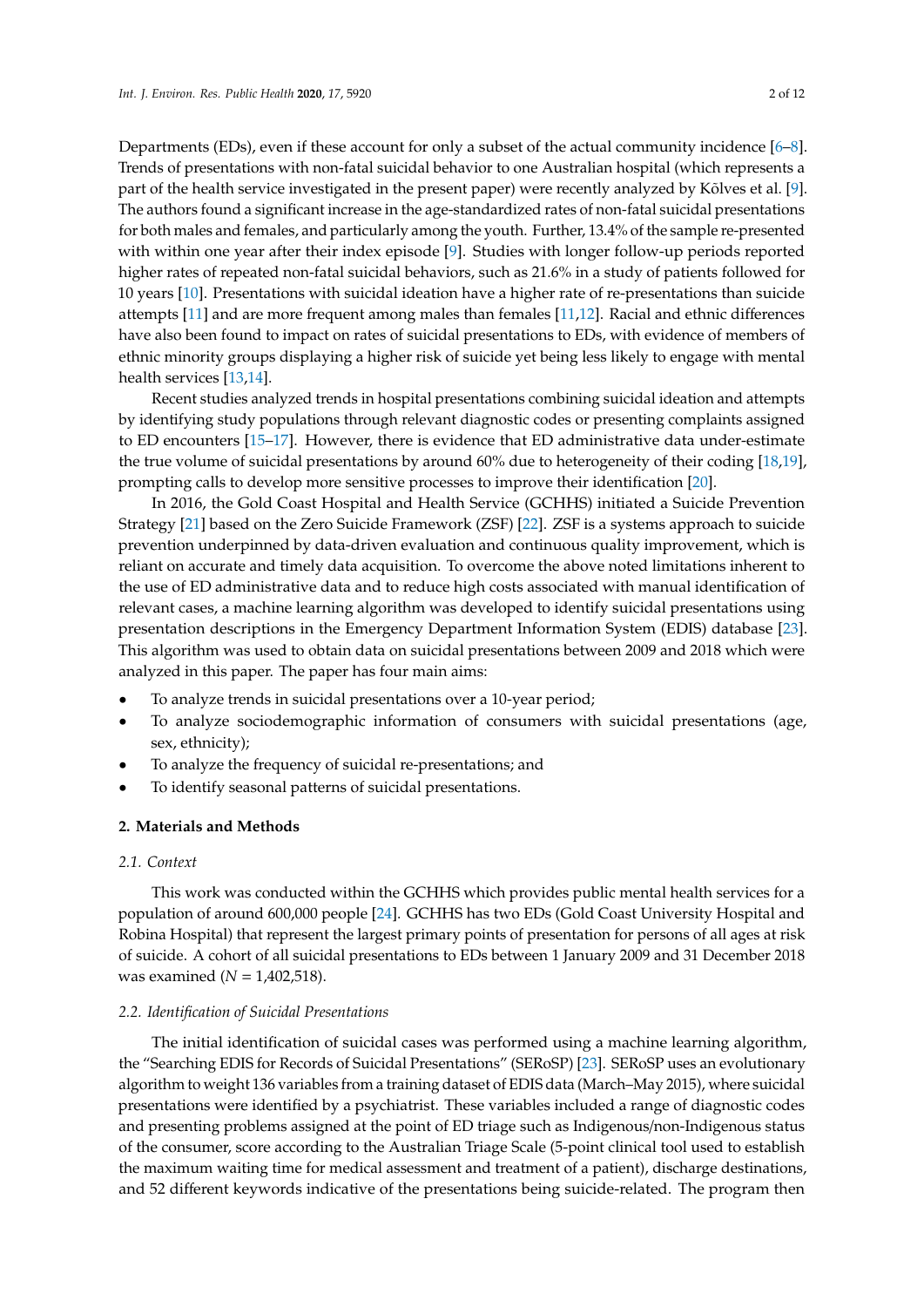Departments (EDs), even if these account for only a subset of the actual community incidence [6–8]. Trends of presentations with non-fatal suicidal behavior to one Australian hospital (which represents a part of the health service investigated in the present paper) were recently analyzed by Kõlves et al. [9]. The authors found a significant increase in the age-standardized rates of non-fatal suicidal presentations for both males and females, and particularly among the youth. Further, 13.4% of the sample re-presented with within one year after their index episode [9]. Studies with longer follow-up periods reported higher rates of repeated non-fatal suicidal behaviors, such as 21.6% in a study of patients followed for 10 years [10]. Presentations with suicidal ideation have a higher rate of re-presentations than suicide attempts [11] and are more frequent among males than females [11,12]. Racial and ethnic differences have also been found to impact on rates of suicidal presentations to EDs, with evidence of members of ethnic minority groups displaying a higher risk of suicide yet being less likely to engage with mental health services [13,14].

Recent studies analyzed trends in hospital presentations combining suicidal ideation and attempts by identifying study populations through relevant diagnostic codes or presenting complaints assigned to ED encounters [15–17]. However, there is evidence that ED administrative data under-estimate the true volume of suicidal presentations by around 60% due to heterogeneity of their coding [18,19], prompting calls to develop more sensitive processes to improve their identification [20].

In 2016, the Gold Coast Hospital and Health Service (GCHHS) initiated a Suicide Prevention Strategy [21] based on the Zero Suicide Framework (ZSF) [22]. ZSF is a systems approach to suicide prevention underpinned by data-driven evaluation and continuous quality improvement, which is reliant on accurate and timely data acquisition. To overcome the above noted limitations inherent to the use of ED administrative data and to reduce high costs associated with manual identification of relevant cases, a machine learning algorithm was developed to identify suicidal presentations using presentation descriptions in the Emergency Department Information System (EDIS) database [23]. This algorithm was used to obtain data on suicidal presentations between 2009 and 2018 which were analyzed in this paper. The paper has four main aims:

- To analyze trends in suicidal presentations over a 10-year period;
- To analyze sociodemographic information of consumers with suicidal presentations (age, sex, ethnicity);
- To analyze the frequency of suicidal re-presentations; and
- To identify seasonal patterns of suicidal presentations.

## 2. Materials and Methods

### 2.1. Context

This work was conducted within the GCHHS which provides public mental health services for a population of around 600,000 people [24]. GCHHS has two EDs (Gold Coast University Hospital and Robina Hospital) that represent the largest primary points of presentation for persons of all ages at risk of suicide. A cohort of all suicidal presentations to EDs between 1 January 2009 and 31 December 2018 was examined ($N$ = 1,402,518).

### 2.2. Identification of Suicidal Presentations

The initial identification of suicidal cases was performed using a machine learning algorithm, the "Searching EDIS for Records of Suicidal Presentations" (SERoSP) [23]. SERoSP uses an evolutionary algorithm to weight 136 variables from a training dataset of EDIS data (March–May 2015), where suicidal presentations were identified by a psychiatrist. These variables included a range of diagnostic codes and presenting problems assigned at the point of ED triage such as Indigenous/non-Indigenous status of the consumer, score according to the Australian Triage Scale (5-point clinical tool used to establish the maximum waiting time for medical assessment and treatment of a patient), discharge destinations, and 52 different keywords indicative of the presentations being suicide-related. The program then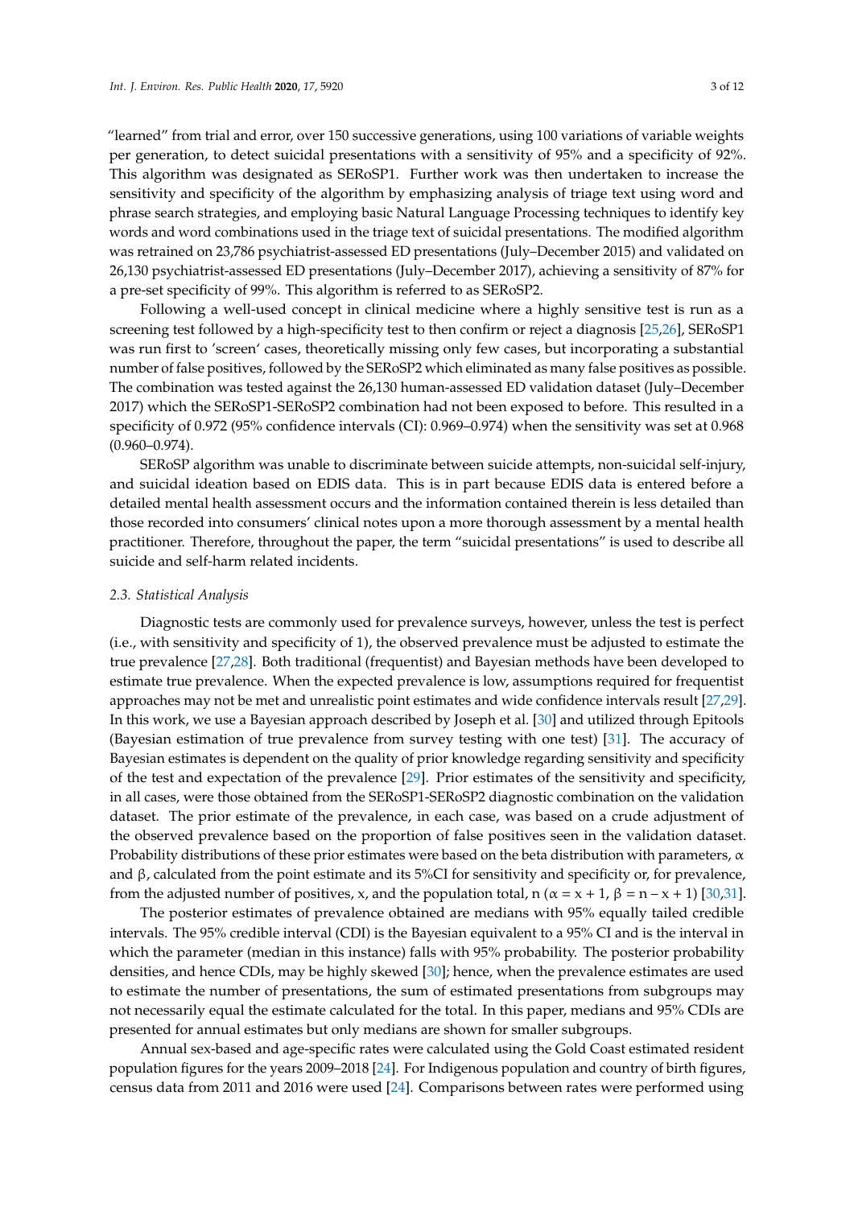"learned" from trial and error, over 150 successive generations, using 100 variations of variable weights per generation, to detect suicidal presentations with a sensitivity of 95% and a specificity of 92%. This algorithm was designated as SERoSP1. Further work was then undertaken to increase the sensitivity and specificity of the algorithm by emphasizing analysis of triage text using word and phrase search strategies, and employing basic Natural Language Processing techniques to identify key words and word combinations used in the triage text of suicidal presentations. The modified algorithm was retrained on 23,786 psychiatrist-assessed ED presentations (July–December 2015) and validated on 26,130 psychiatrist-assessed ED presentations (July–December 2017), achieving a sensitivity of 87% for a pre-set specificity of 99%. This algorithm is referred to as SERoSP2.

Following a well-used concept in clinical medicine where a highly sensitive test is run as a screening test followed by a high-specificity test to then confirm or reject a diagnosis [25,26], SERoSP1 was run first to 'screen' cases, theoretically missing only few cases, but incorporating a substantial number of false positives, followed by the SERoSP2 which eliminated as many false positives as possible. The combination was tested against the 26,130 human-assessed ED validation dataset (July–December 2017) which the SERoSP1-SERoSP2 combination had not been exposed to before. This resulted in a specificity of 0.972 (95% confidence intervals (CI): 0.969–0.974) when the sensitivity was set at 0.968 (0.960–0.974).

SERoSP algorithm was unable to discriminate between suicide attempts, non-suicidal self-injury, and suicidal ideation based on EDIS data. This is in part because EDIS data is entered before a detailed mental health assessment occurs and the information contained therein is less detailed than those recorded into consumers' clinical notes upon a more thorough assessment by a mental health practitioner. Therefore, throughout the paper, the term "suicidal presentations" is used to describe all suicide and self-harm related incidents.

### 2.3. Statistical Analysis

Diagnostic tests are commonly used for prevalence surveys, however, unless the test is perfect (i.e., with sensitivity and specificity of 1), the observed prevalence must be adjusted to estimate the true prevalence [27,28]. Both traditional (frequentist) and Bayesian methods have been developed to estimate true prevalence. When the expected prevalence is low, assumptions required for frequentist approaches may not be met and unrealistic point estimates and wide confidence intervals result [27,29]. In this work, we use a Bayesian approach described by Joseph et al. [30] and utilized through Epitools (Bayesian estimation of true prevalence from survey testing with one test) [31]. The accuracy of Bayesian estimates is dependent on the quality of prior knowledge regarding sensitivity and specificity of the test and expectation of the prevalence [29]. Prior estimates of the sensitivity and specificity, in all cases, were those obtained from the SERoSP1-SERoSP2 diagnostic combination on the validation dataset. The prior estimate of the prevalence, in each case, was based on a crude adjustment of the observed prevalence based on the proportion of false positives seen in the validation dataset. Probability distributions of these prior estimates were based on the beta distribution with parameters, $\alpha$ and $\beta$, calculated from the point estimate and its 5%CI for sensitivity and specificity or, for prevalence, from the adjusted number of positives, x, and the population total, n ($\alpha = x + 1$, $\beta = n - x + 1$) [30,31].

The posterior estimates of prevalence obtained are medians with 95% equally tailed credible intervals. The 95% credible interval (CDI) is the Bayesian equivalent to a 95% CI and is the interval in which the parameter (median in this instance) falls with 95% probability. The posterior probability densities, and hence CDIs, may be highly skewed [30]; hence, when the prevalence estimates are used to estimate the number of presentations, the sum of estimated presentations from subgroups may not necessarily equal the estimate calculated for the total. In this paper, medians and 95% CDIs are presented for annual estimates but only medians are shown for smaller subgroups.

Annual sex-based and age-specific rates were calculated using the Gold Coast estimated resident population figures for the years 2009–2018 [24]. For Indigenous population and country of birth figures, census data from 2011 and 2016 were used [24]. Comparisons between rates were performed using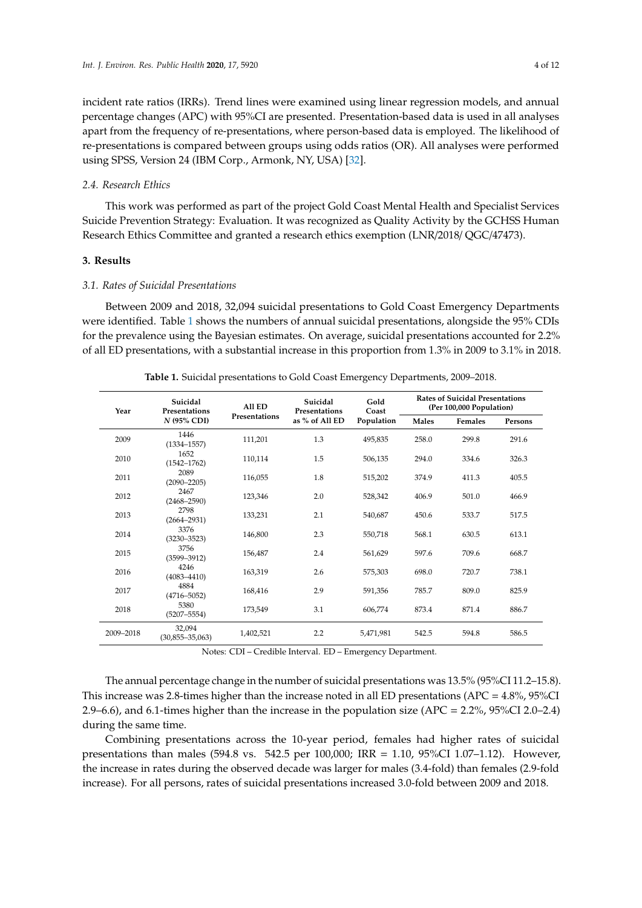incident rate ratios (IRRs). Trend lines were examined using linear regression models, and annual percentage changes (APC) with 95%CI are presented. Presentation-based data is used in all analyses apart from the frequency of re-presentations, where person-based data is employed. The likelihood of re-presentations is compared between groups using odds ratios (OR). All analyses were performed using SPSS, Version 24 (IBM Corp., Armonk, NY, USA) [32].

### 2.4. Research Ethics

This work was performed as part of the project Gold Coast Mental Health and Specialist Services Suicide Prevention Strategy: Evaluation. It was recognized as Quality Activity by the GCHSS Human Research Ethics Committee and granted a research ethics exemption (LNR/2018/ QGC/47473).

## 3. Results

### 3.1. Rates of Suicidal Presentations

Between 2009 and 2018, 32,094 suicidal presentations to Gold Coast Emergency Departments were identified. Table 1 shows the numbers of annual suicidal presentations, alongside the 95% CDIs for the prevalence using the Bayesian estimates. On average, suicidal presentations accounted for 2.2% of all ED presentations, with a substantial increase in this proportion from 1.3% in 2009 to 3.1% in 2018.

**Table 1.** Suicidal presentations to Gold Coast Emergency Departments, 2009–2018.

| Year | Suicidal Presentations *N* (95% CDI) | All ED Presentations | Suicidal Presentations as % of All ED | Gold Coast Population | Rates of Suicidal Presentations (Per 100,000 Population) | | |
|---|---|---|---|---|---|---|---|
| | | | | | Males | Females | Persons |
| 2009 | 1446 (1334–1557) | 111,201 | 1.3 | 495,835 | 258.0 | 299.8 | 291.6 |
| 2010 | 1652 (1542–1762) | 110,114 | 1.5 | 506,135 | 294.0 | 334.6 | 326.3 |
| 2011 | 2089 (2090–2205) | 116,055 | 1.8 | 515,202 | 374.9 | 411.3 | 405.5 |
| 2012 | 2467 (2468–2590) | 123,346 | 2.0 | 528,342 | 406.9 | 501.0 | 466.9 |
| 2013 | 2798 (2664–2931) | 133,231 | 2.1 | 540,687 | 450.6 | 533.7 | 517.5 |
| 2014 | 3376 (3230–3523) | 146,800 | 2.3 | 550,718 | 568.1 | 630.5 | 613.1 |
| 2015 | 3756 (3599–3912) | 156,487 | 2.4 | 561,629 | 597.6 | 709.6 | 668.7 |
| 2016 | 4246 (4083–4410) | 163,319 | 2.6 | 575,303 | 698.0 | 720.7 | 738.1 |
| 2017 | 4884 (4716–5052) | 168,416 | 2.9 | 591,356 | 785.7 | 809.0 | 825.9 |
| 2018 | 5380 (5207–5554) | 173,549 | 3.1 | 606,774 | 873.4 | 871.4 | 886.7 |
| 2009–2018 | 32,094 (30,855–35,063) | 1,402,521 | 2.2 | 5,471,981 | 542.5 | 594.8 | 586.5 |

Notes: CDI – Credible Interval. ED – Emergency Department.

The annual percentage change in the number of suicidal presentations was 13.5% (95%CI 11.2–15.8). This increase was 2.8-times higher than the increase noted in all ED presentations (APC = 4.8%, 95%CI 2.9–6.6), and 6.1-times higher than the increase in the population size (APC = 2.2%, 95%CI 2.0–2.4) during the same time.

Combining presentations across the 10-year period, females had higher rates of suicidal presentations than males (594.8 vs. 542.5 per 100,000; IRR = 1.10, 95%CI 1.07–1.12). However, the increase in rates during the observed decade was larger for males (3.4-fold) than females (2.9-fold increase). For all persons, rates of suicidal presentations increased 3.0-fold between 2009 and 2018.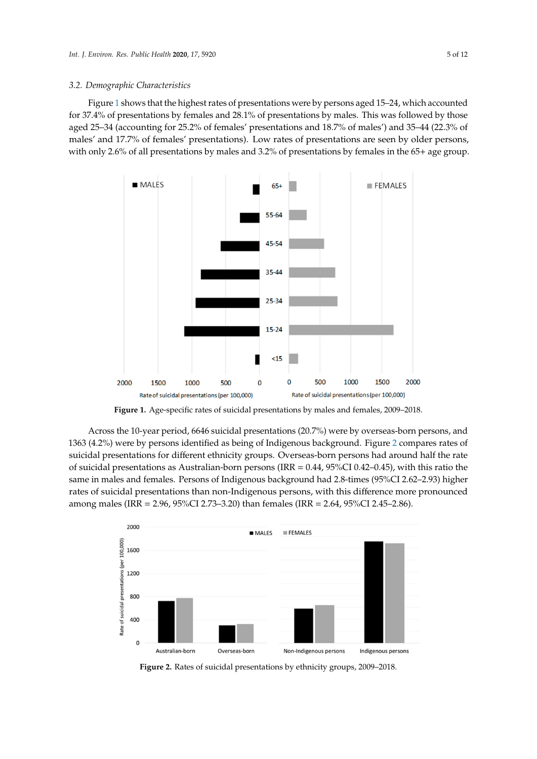### 3.2. Demographic Characteristics

Figure 1 shows that the highest rates of presentations were by persons aged 15–24, which accounted for 37.4% of presentations by females and 28.1% of presentations by males. This was followed by those aged 25–34 (accounting for 25.2% of females' presentations and 18.7% of males') and 35–44 (22.3% of males' and 17.7% of females' presentations). Low rates of presentations are seen by older persons, with only 2.6% of all presentations by males and 3.2% of presentations by females in the 65+ age group.

**Figure 1.** Age-specific rates of suicidal presentations by males and females, 2009–2018.

Across the 10-year period, 6646 suicidal presentations (20.7%) were by overseas-born persons, and 1363 (4.2%) were by persons identified as being of Indigenous background. Figure 2 compares rates of suicidal presentations for different ethnicity groups. Overseas-born persons had around half the rate of suicidal presentations as Australian-born persons (IRR = 0.44, 95%CI 0.42–0.45), with this ratio the same in males and females. Persons of Indigenous background had 2.8-times (95%CI 2.62–2.93) higher rates of suicidal presentations than non-Indigenous persons, with this difference more pronounced among males (IRR = 2.96, 95%CI 2.73–3.20) than females (IRR = 2.64, 95%CI 2.45–2.86).

**Figure 2.** Rates of suicidal presentations by ethnicity groups, 2009–2018.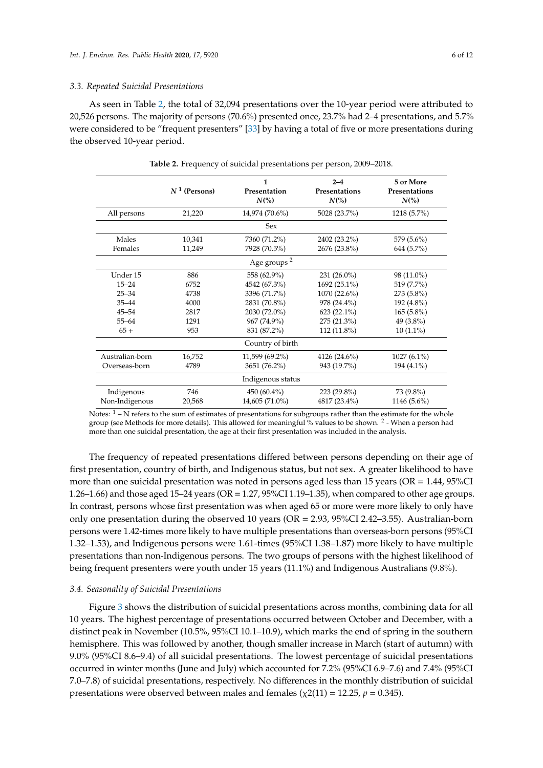### 3.3. Repeated Suicidal Presentations

As seen in Table 2, the total of 32,094 presentations over the 10-year period were attributed to 20,526 persons. The majority of persons (70.6%) presented once, 23.7% had 2–4 presentations, and 5.7% were considered to be "frequent presenters" [33] by having a total of five or more presentations during the observed 10-year period.

**Table 2.** Frequency of suicidal presentations per person, 2009–2018.

| | $N$ [1] (Persons) | 1 Presentation $N$(%) | 2–4 Presentations $N$(%) | 5 or More Presentations $N$(%) |
|---|---|---|---|---|
| All persons | 21,220 | 14,974 (70.6%) | 5028 (23.7%) | 1218 (5.7%) |
| | | Sex | | |
| Males | 10,341 | 7360 (71.2%) | 2402 (23.2%) | 579 (5.6%) |
| Females | 11,249 | 7928 (70.5%) | 2676 (23.8%) | 644 (5.7%) |
| | | Age groups [2] | | |
| Under 15 | 886 | 558 (62.9%) | 231 (26.0%) | 98 (11.0%) |
| 15–24 | 6752 | 4542 (67.3%) | 1692 (25.1%) | 519 (7.7%) |
| 25–34 | 4738 | 3396 (71.7%) | 1070 (22.6%) | 273 (5.8%) |
| 35–44 | 4000 | 2831 (70.8%) | 978 (24.4%) | 192 (4.8%) |
| 45–54 | 2817 | 2030 (72.0%) | 623 (22.1%) | 165 (5.8%) |
| 55–64 | 1291 | 967 (74.9%) | 275 (21.3%) | 49 (3.8%) |
| 65 + | 953 | 831 (87.2%) | 112 (11.8%) | 10 (1.1%) |
| | | Country of birth | | |
| Australian-born | 16,752 | 11,599 (69.2%) | 4126 (24.6%) | 1027 (6.1%) |
| Overseas-born | 4789 | 3651 (76.2%) | 943 (19.7%) | 194 (4.1%) |
| | | Indigenous status | | |
| Indigenous | 746 | 450 (60.4%) | 223 (29.8%) | 73 (9.8%) |
| Non-Indigenous | 20,568 | 14,605 (71.0%) | 4817 (23.4%) | 1146 (5.6%) |

Notes: [1] – N refers to the sum of estimates of presentations for subgroups rather than the estimate for the whole group (see Methods for more details). This allowed for meaningful % values to be shown. [2] - When a person had more than one suicidal presentation, the age at their first presentation was included in the analysis.

The frequency of repeated presentations differed between persons depending on their age of first presentation, country of birth, and Indigenous status, but not sex. A greater likelihood to have more than one suicidal presentation was noted in persons aged less than 15 years (OR = 1.44, 95%CI 1.26–1.66) and those aged 15–24 years (OR = 1.27, 95%CI 1.19–1.35), when compared to other age groups. In contrast, persons whose first presentation was when aged 65 or more were more likely to only have only one presentation during the observed 10 years (OR = 2.93, 95%CI 2.42–3.55). Australian-born persons were 1.42-times more likely to have multiple presentations than overseas-born persons (95%CI 1.32–1.53), and Indigenous persons were 1.61-times (95%CI 1.38–1.87) more likely to have multiple presentations than non-Indigenous persons. The two groups of persons with the highest likelihood of being frequent presenters were youth under 15 years (11.1%) and Indigenous Australians (9.8%).

### 3.4. Seasonality of Suicidal Presentations

Figure 3 shows the distribution of suicidal presentations across months, combining data for all 10 years. The highest percentage of presentations occurred between October and December, with a distinct peak in November (10.5%, 95%CI 10.1–10.9), which marks the end of spring in the southern hemisphere. This was followed by another, though smaller increase in March (start of autumn) with 9.0% (95%CI 8.6–9.4) of all suicidal presentations. The lowest percentage of suicidal presentations occurred in winter months (June and July) which accounted for 7.2% (95%CI 6.9–7.6) and 7.4% (95%CI 7.0–7.8) of suicidal presentations, respectively. No differences in the monthly distribution of suicidal presentations were observed between males and females ($\chi2(11) = 12.25$, $p = 0.345$).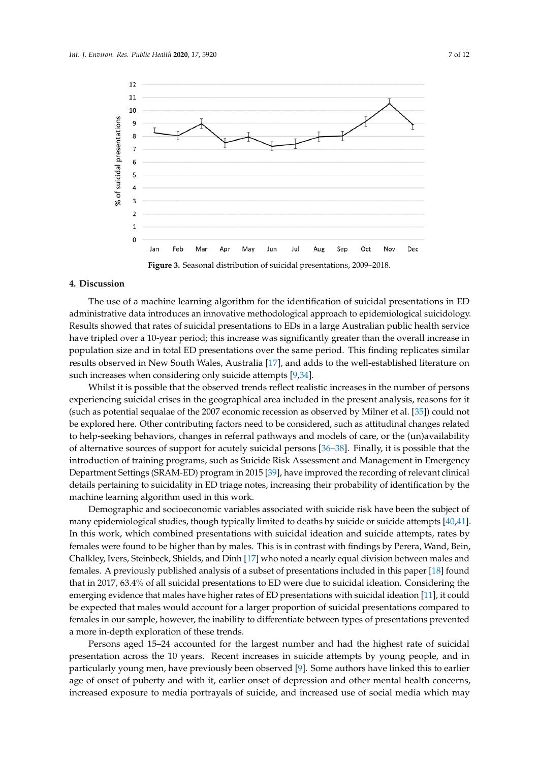Figure 3. Seasonal distribution of suicidal presentations, 2009–2018.

## 4. Discussion

The use of a machine learning algorithm for the identification of suicidal presentations in ED administrative data introduces an innovative methodological approach to epidemiological suicidology. Results showed that rates of suicidal presentations to EDs in a large Australian public health service have tripled over a 10-year period; this increase was significantly greater than the overall increase in population size and in total ED presentations over the same period. This finding replicates similar results observed in New South Wales, Australia [17], and adds to the well-established literature on such increases when considering only suicide attempts [9,34].

Whilst it is possible that the observed trends reflect realistic increases in the number of persons experiencing suicidal crises in the geographical area included in the present analysis, reasons for it (such as potential sequalae of the 2007 economic recession as observed by Milner et al. [35]) could not be explored here. Other contributing factors need to be considered, such as attitudinal changes related to help-seeking behaviors, changes in referral pathways and models of care, or the (un)availability of alternative sources of support for acutely suicidal persons [36–38]. Finally, it is possible that the introduction of training programs, such as Suicide Risk Assessment and Management in Emergency Department Settings (SRAM-ED) program in 2015 [39], have improved the recording of relevant clinical details pertaining to suicidality in ED triage notes, increasing their probability of identification by the machine learning algorithm used in this work.

Demographic and socioeconomic variables associated with suicide risk have been the subject of many epidemiological studies, though typically limited to deaths by suicide or suicide attempts [40,41]. In this work, which combined presentations with suicidal ideation and suicide attempts, rates by females were found to be higher than by males. This is in contrast with findings by Perera, Wand, Bein, Chalkley, Ivers, Steinbeck, Shields, and Dinh [17] who noted a nearly equal division between males and females. A previously published analysis of a subset of presentations included in this paper [18] found that in 2017, 63.4% of all suicidal presentations to ED were due to suicidal ideation. Considering the emerging evidence that males have higher rates of ED presentations with suicidal ideation [11], it could be expected that males would account for a larger proportion of suicidal presentations compared to females in our sample, however, the inability to differentiate between types of presentations prevented a more in-depth exploration of these trends.

Persons aged 15–24 accounted for the largest number and had the highest rate of suicidal presentation across the 10 years. Recent increases in suicide attempts by young people, and in particularly young men, have previously been observed [9]. Some authors have linked this to earlier age of onset of puberty and with it, earlier onset of depression and other mental health concerns, increased exposure to media portrayals of suicide, and increased use of social media which may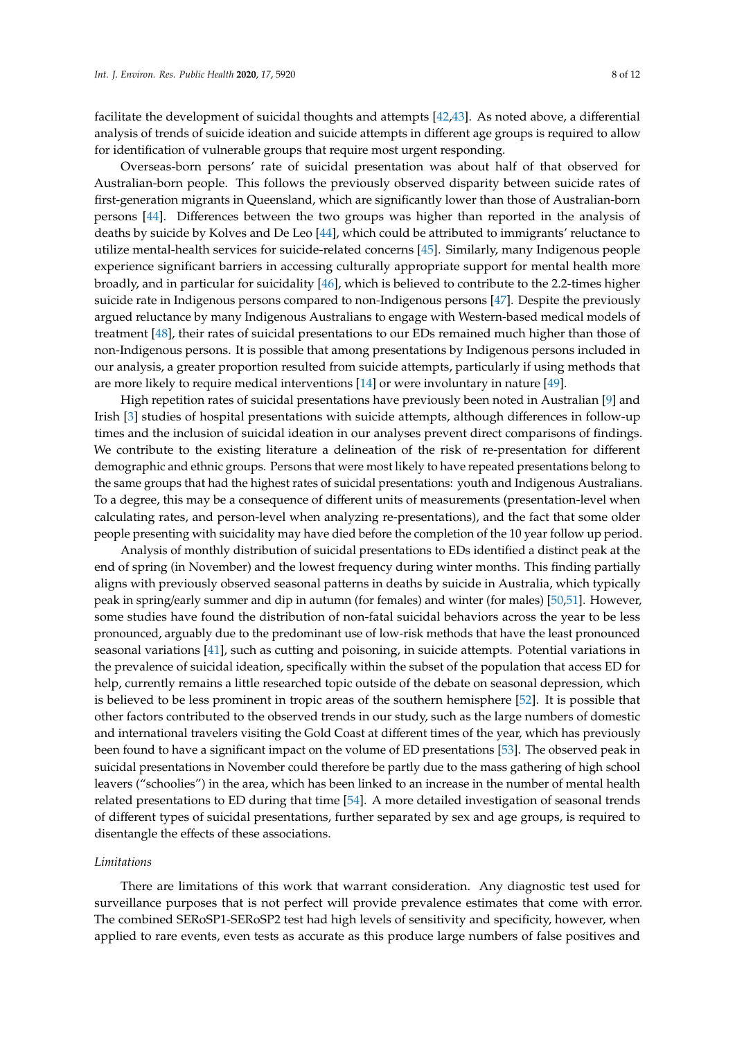facilitate the development of suicidal thoughts and attempts [42,43]. As noted above, a differential analysis of trends of suicide ideation and suicide attempts in different age groups is required to allow for identification of vulnerable groups that require most urgent responding.

Overseas-born persons' rate of suicidal presentation was about half of that observed for Australian-born people. This follows the previously observed disparity between suicide rates of first-generation migrants in Queensland, which are significantly lower than those of Australian-born persons [44]. Differences between the two groups was higher than reported in the analysis of deaths by suicide by Kolves and De Leo [44], which could be attributed to immigrants' reluctance to utilize mental-health services for suicide-related concerns [45]. Similarly, many Indigenous people experience significant barriers in accessing culturally appropriate support for mental health more broadly, and in particular for suicidality [46], which is believed to contribute to the 2.2-times higher suicide rate in Indigenous persons compared to non-Indigenous persons [47]. Despite the previously argued reluctance by many Indigenous Australians to engage with Western-based medical models of treatment [48], their rates of suicidal presentations to our EDs remained much higher than those of non-Indigenous persons. It is possible that among presentations by Indigenous persons included in our analysis, a greater proportion resulted from suicide attempts, particularly if using methods that are more likely to require medical interventions [14] or were involuntary in nature [49].

High repetition rates of suicidal presentations have previously been noted in Australian [9] and Irish [3] studies of hospital presentations with suicide attempts, although differences in follow-up times and the inclusion of suicidal ideation in our analyses prevent direct comparisons of findings. We contribute to the existing literature a delineation of the risk of re-presentation for different demographic and ethnic groups. Persons that were most likely to have repeated presentations belong to the same groups that had the highest rates of suicidal presentations: youth and Indigenous Australians. To a degree, this may be a consequence of different units of measurements (presentation-level when calculating rates, and person-level when analyzing re-presentations), and the fact that some older people presenting with suicidality may have died before the completion of the 10 year follow up period.

Analysis of monthly distribution of suicidal presentations to EDs identified a distinct peak at the end of spring (in November) and the lowest frequency during winter months. This finding partially aligns with previously observed seasonal patterns in deaths by suicide in Australia, which typically peak in spring/early summer and dip in autumn (for females) and winter (for males) [50,51]. However, some studies have found the distribution of non-fatal suicidal behaviors across the year to be less pronounced, arguably due to the predominant use of low-risk methods that have the least pronounced seasonal variations [41], such as cutting and poisoning, in suicide attempts. Potential variations in the prevalence of suicidal ideation, specifically within the subset of the population that access ED for help, currently remains a little researched topic outside of the debate on seasonal depression, which is believed to be less prominent in tropic areas of the southern hemisphere [52]. It is possible that other factors contributed to the observed trends in our study, such as the large numbers of domestic and international travelers visiting the Gold Coast at different times of the year, which has previously been found to have a significant impact on the volume of ED presentations [53]. The observed peak in suicidal presentations in November could therefore be partly due to the mass gathering of high school leavers ("schoolies") in the area, which has been linked to an increase in the number of mental health related presentations to ED during that time [54]. A more detailed investigation of seasonal trends of different types of suicidal presentations, further separated by sex and age groups, is required to disentangle the effects of these associations.

*Limitations*

There are limitations of this work that warrant consideration. Any diagnostic test used for surveillance purposes that is not perfect will provide prevalence estimates that come with error. The combined SERoSP1-SERoSP2 test had high levels of sensitivity and specificity, however, when applied to rare events, even tests as accurate as this produce large numbers of false positives and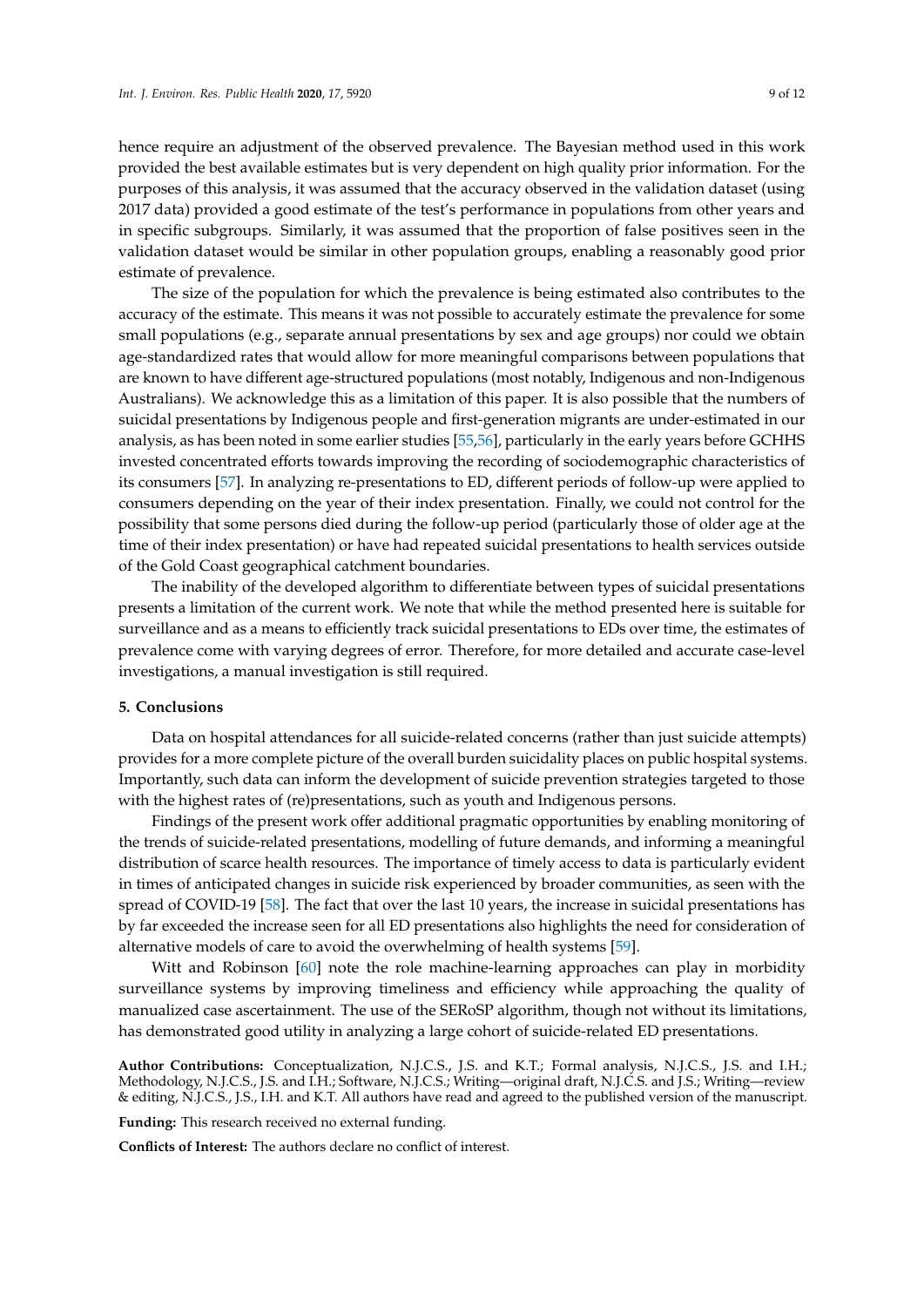hence require an adjustment of the observed prevalence. The Bayesian method used in this work provided the best available estimates but is very dependent on high quality prior information. For the purposes of this analysis, it was assumed that the accuracy observed in the validation dataset (using 2017 data) provided a good estimate of the test's performance in populations from other years and in specific subgroups. Similarly, it was assumed that the proportion of false positives seen in the validation dataset would be similar in other population groups, enabling a reasonably good prior estimate of prevalence.

The size of the population for which the prevalence is being estimated also contributes to the accuracy of the estimate. This means it was not possible to accurately estimate the prevalence for some small populations (e.g., separate annual presentations by sex and age groups) nor could we obtain age-standardized rates that would allow for more meaningful comparisons between populations that are known to have different age-structured populations (most notably, Indigenous and non-Indigenous Australians). We acknowledge this as a limitation of this paper. It is also possible that the numbers of suicidal presentations by Indigenous people and first-generation migrants are under-estimated in our analysis, as has been noted in some earlier studies [55,56], particularly in the early years before GCHHS invested concentrated efforts towards improving the recording of sociodemographic characteristics of its consumers [57]. In analyzing re-presentations to ED, different periods of follow-up were applied to consumers depending on the year of their index presentation. Finally, we could not control for the possibility that some persons died during the follow-up period (particularly those of older age at the time of their index presentation) or have had repeated suicidal presentations to health services outside of the Gold Coast geographical catchment boundaries.

The inability of the developed algorithm to differentiate between types of suicidal presentations presents a limitation of the current work. We note that while the method presented here is suitable for surveillance and as a means to efficiently track suicidal presentations to EDs over time, the estimates of prevalence come with varying degrees of error. Therefore, for more detailed and accurate case-level investigations, a manual investigation is still required.

## 5. Conclusions

Data on hospital attendances for all suicide-related concerns (rather than just suicide attempts) provides for a more complete picture of the overall burden suicidality places on public hospital systems. Importantly, such data can inform the development of suicide prevention strategies targeted to those with the highest rates of (re)presentations, such as youth and Indigenous persons.

Findings of the present work offer additional pragmatic opportunities by enabling monitoring of the trends of suicide-related presentations, modelling of future demands, and informing a meaningful distribution of scarce health resources. The importance of timely access to data is particularly evident in times of anticipated changes in suicide risk experienced by broader communities, as seen with the spread of COVID-19 [58]. The fact that over the last 10 years, the increase in suicidal presentations has by far exceeded the increase seen for all ED presentations also highlights the need for consideration of alternative models of care to avoid the overwhelming of health systems [59].

Witt and Robinson [60] note the role machine-learning approaches can play in morbidity surveillance systems by improving timeliness and efficiency while approaching the quality of manualized case ascertainment. The use of the SERoSP algorithm, though not without its limitations, has demonstrated good utility in analyzing a large cohort of suicide-related ED presentations.

**Author Contributions:** Conceptualization, N.J.C.S., J.S. and K.T.; Formal analysis, N.J.C.S., J.S. and I.H.; Methodology, N.J.C.S., J.S. and I.H.; Software, N.J.C.S.; Writing—original draft, N.J.C.S. and J.S.; Writing—review & editing, N.J.C.S., J.S., I.H. and K.T. All authors have read and agreed to the published version of the manuscript.

**Funding:** This research received no external funding.

**Conflicts of Interest:** The authors declare no conflict of interest.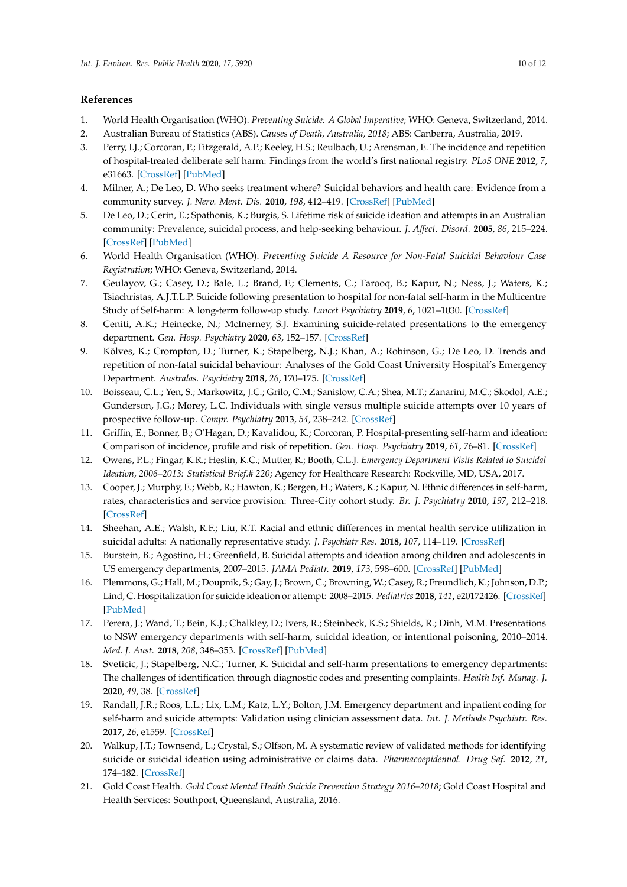## References

1. World Health Organisation (WHO). *Preventing Suicide: A Global Imperative*; WHO: Geneva, Switzerland, 2014.
2. Australian Bureau of Statistics (ABS). *Causes of Death, Australia, 2018*; ABS: Canberra, Australia, 2019.
3. Perry, I.J.; Corcoran, P.; Fitzgerald, A.P.; Keeley, H.S.; Reulbach, U.; Arensman, E. The incidence and repetition of hospital-treated deliberate self harm: Findings from the world's first national registry. *PLoS ONE* **2012**, *7*, e31663. [CrossRef] [PubMed]
4. Milner, A.; De Leo, D. Who seeks treatment where? Suicidal behaviors and health care: Evidence from a community survey. *J. Nerv. Ment. Dis.* **2010**, *198*, 412–419. [CrossRef] [PubMed]
5. De Leo, D.; Cerin, E.; Spathonis, K.; Burgis, S. Lifetime risk of suicide ideation and attempts in an Australian community: Prevalence, suicidal process, and help-seeking behaviour. *J. Affect. Disord.* **2005**, *86*, 215–224. [CrossRef] [PubMed]
6. World Health Organisation (WHO). *Preventing Suicide A Resource for Non-Fatal Suicidal Behaviour Case Registration*; WHO: Geneva, Switzerland, 2014.
7. Geulayov, G.; Casey, D.; Bale, L.; Brand, F.; Clements, C.; Farooq, B.; Kapur, N.; Ness, J.; Waters, K.; Tsiachristas, A.J.T.L.P. Suicide following presentation to hospital for non-fatal self-harm in the Multicentre Study of Self-harm: A long-term follow-up study. *Lancet Psychiatry* **2019**, *6*, 1021–1030. [CrossRef]
8. Ceniti, A.K.; Heinecke, N.; McInerney, S.J. Examining suicide-related presentations to the emergency department. *Gen. Hosp. Psychiatry* **2020**, *63*, 152–157. [CrossRef]
9. Kõlves, K.; Crompton, D.; Turner, K.; Stapelberg, N.J.; Khan, A.; Robinson, G.; De Leo, D. Trends and repetition of non-fatal suicidal behaviour: Analyses of the Gold Coast University Hospital's Emergency Department. *Australas. Psychiatry* **2018**, *26*, 170–175. [CrossRef]
10. Boisseau, C.L.; Yen, S.; Markowitz, J.C.; Grilo, C.M.; Sanislow, C.A.; Shea, M.T.; Zanarini, M.C.; Skodol, A.E.; Gunderson, J.G.; Morey, L.C. Individuals with single versus multiple suicide attempts over 10 years of prospective follow-up. *Compr. Psychiatry* **2013**, *54*, 238–242. [CrossRef]
11. Griffin, E.; Bonner, B.; O'Hagan, D.; Kavalidou, K.; Corcoran, P. Hospital-presenting self-harm and ideation: Comparison of incidence, profile and risk of repetition. *Gen. Hosp. Psychiatry* **2019**, *61*, 76–81. [CrossRef]
12. Owens, P.L.; Fingar, K.R.; Heslin, K.C.; Mutter, R.; Booth, C.L.J. *Emergency Department Visits Related to Suicidal Ideation, 2006–2013: Statistical Brief.# 220*; Agency for Healthcare Research: Rockville, MD, USA, 2017.
13. Cooper, J.; Murphy, E.; Webb, R.; Hawton, K.; Bergen, H.; Waters, K.; Kapur, N. Ethnic differences in self-harm, rates, characteristics and service provision: Three-City cohort study. *Br. J. Psychiatry* **2010**, *197*, 212–218. [CrossRef]
14. Sheehan, A.E.; Walsh, R.F.; Liu, R.T. Racial and ethnic differences in mental health service utilization in suicidal adults: A nationally representative study. *J. Psychiatr Res.* **2018**, *107*, 114–119. [CrossRef]
15. Burstein, B.; Agostino, H.; Greenfield, B. Suicidal attempts and ideation among children and adolescents in US emergency departments, 2007–2015. *JAMA Pediatr.* **2019**, *173*, 598–600. [CrossRef] [PubMed]
16. Plemmons, G.; Hall, M.; Doupnik, S.; Gay, J.; Brown, C.; Browning, W.; Casey, R.; Freundlich, K.; Johnson, D.P.; Lind, C. Hospitalization for suicide ideation or attempt: 2008–2015. *Pediatrics* **2018**, *141*, e20172426. [CrossRef] [PubMed]
17. Perera, J.; Wand, T.; Bein, K.J.; Chalkley, D.; Ivers, R.; Steinbeck, K.S.; Shields, R.; Dinh, M.M. Presentations to NSW emergency departments with self-harm, suicidal ideation, or intentional poisoning, 2010–2014. *Med. J. Aust.* **2018**, *208*, 348–353. [CrossRef] [PubMed]
18. Sveticic, J.; Stapelberg, N.C.; Turner, K. Suicidal and self-harm presentations to emergency departments: The challenges of identification through diagnostic codes and presenting complaints. *Health Inf. Manag. J.* **2020**, *49*, 38. [CrossRef]
19. Randall, J.R.; Roos, L.L.; Lix, L.M.; Katz, L.Y.; Bolton, J.M. Emergency department and inpatient coding for self-harm and suicide attempts: Validation using clinician assessment data. *Int. J. Methods Psychiatr. Res.* **2017**, *26*, e1559. [CrossRef]
20. Walkup, J.T.; Townsend, L.; Crystal, S.; Olfson, M. A systematic review of validated methods for identifying suicide or suicidal ideation using administrative or claims data. *Pharmacoepidemiol. Drug Saf.* **2012**, *21*, 174–182. [CrossRef]
21. Gold Coast Health. *Gold Coast Mental Health Suicide Prevention Strategy 2016–2018*; Gold Coast Hospital and Health Services: Southport, Queensland, Australia, 2016.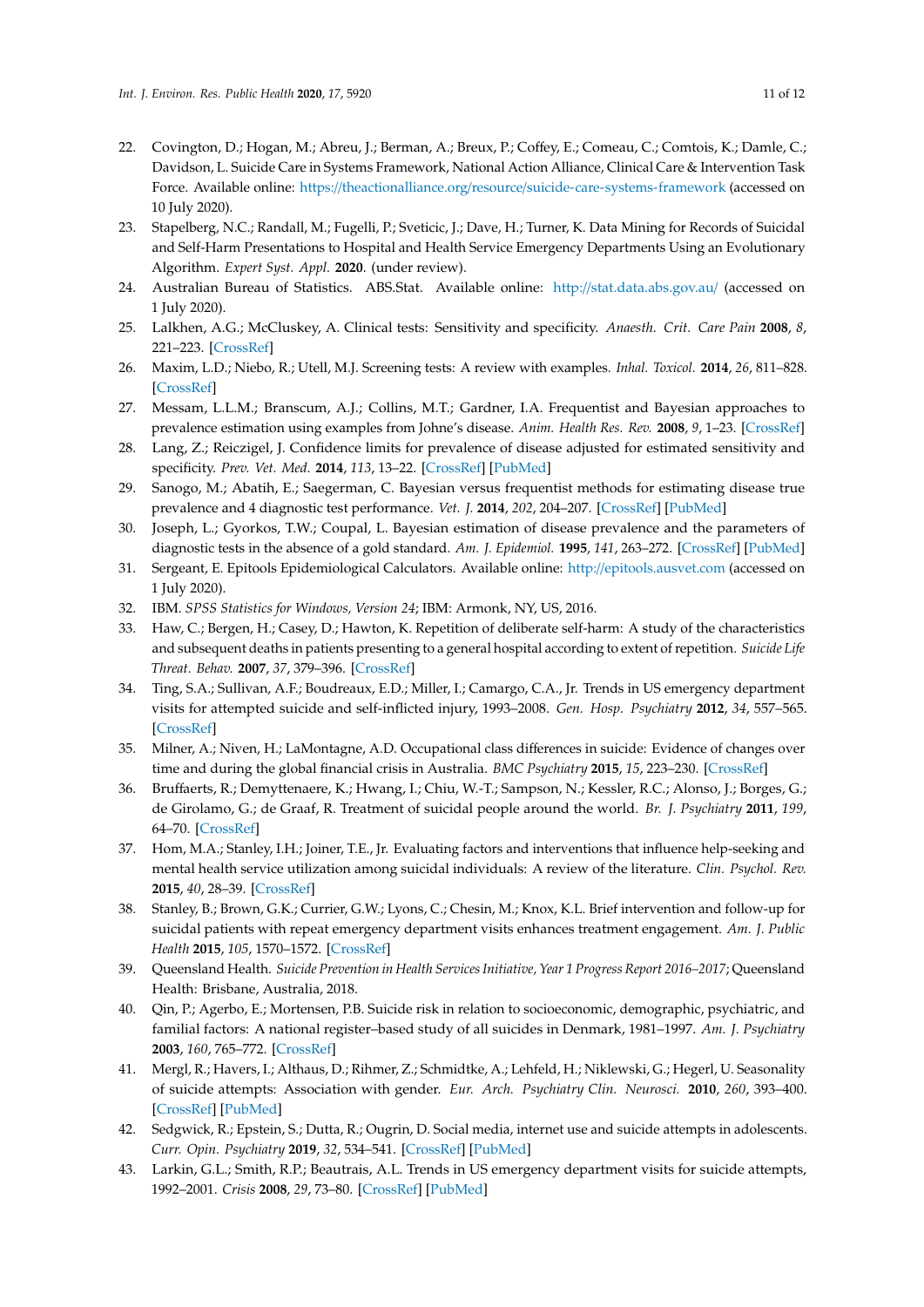22. Covington, D.; Hogan, M.; Abreu, J.; Berman, A.; Breux, P.; Coffey, E.; Comeau, C.; Comtois, K.; Damle, C.; Davidson, L. Suicide Care in Systems Framework, National Action Alliance, Clinical Care & Intervention Task Force. Available online: https://theactionalliance.org/resource/suicide-care-systems-framework (accessed on 10 July 2020).
23. Stapelberg, N.C.; Randall, M.; Fugelli, P.; Sveticic, J.; Dave, H.; Turner, K. Data Mining for Records of Suicidal and Self-Harm Presentations to Hospital and Health Service Emergency Departments Using an Evolutionary Algorithm. *Expert Syst. Appl.* **2020**. (under review).
24. Australian Bureau of Statistics. ABS.Stat. Available online: http://stat.data.abs.gov.au/ (accessed on 1 July 2020).
25. Lalkhen, A.G.; McCluskey, A. Clinical tests: Sensitivity and specificity. *Anaesth. Crit. Care Pain* **2008**, *8*, 221–223. [CrossRef]
26. Maxim, L.D.; Niebo, R.; Utell, M.J. Screening tests: A review with examples. *Inhal. Toxicol.* **2014**, *26*, 811–828. [CrossRef]
27. Messam, L.L.M.; Branscum, A.J.; Collins, M.T.; Gardner, I.A. Frequentist and Bayesian approaches to prevalence estimation using examples from Johne's disease. *Anim. Health Res. Rev.* **2008**, *9*, 1–23. [CrossRef]
28. Lang, Z.; Reiczigel, J. Confidence limits for prevalence of disease adjusted for estimated sensitivity and specificity. *Prev. Vet. Med.* **2014**, *113*, 13–22. [CrossRef] [PubMed]
29. Sanogo, M.; Abatih, E.; Saegerman, C. Bayesian versus frequentist methods for estimating disease true prevalence and 4 diagnostic test performance. *Vet. J.* **2014**, *202*, 204–207. [CrossRef] [PubMed]
30. Joseph, L.; Gyorkos, T.W.; Coupal, L. Bayesian estimation of disease prevalence and the parameters of diagnostic tests in the absence of a gold standard. *Am. J. Epidemiol.* **1995**, *141*, 263–272. [CrossRef] [PubMed]
31. Sergeant, E. Epitools Epidemiological Calculators. Available online: http://epitools.ausvet.com (accessed on 1 July 2020).
32. IBM. *SPSS Statistics for Windows, Version 24*; IBM: Armonk, NY, US, 2016.
33. Haw, C.; Bergen, H.; Casey, D.; Hawton, K. Repetition of deliberate self-harm: A study of the characteristics and subsequent deaths in patients presenting to a general hospital according to extent of repetition. *Suicide Life Threat. Behav.* **2007**, *37*, 379–396. [CrossRef]
34. Ting, S.A.; Sullivan, A.F.; Boudreaux, E.D.; Miller, I.; Camargo, C.A., Jr. Trends in US emergency department visits for attempted suicide and self-inflicted injury, 1993–2008. *Gen. Hosp. Psychiatry* **2012**, *34*, 557–565. [CrossRef]
35. Milner, A.; Niven, H.; LaMontagne, A.D. Occupational class differences in suicide: Evidence of changes over time and during the global financial crisis in Australia. *BMC Psychiatry* **2015**, *15*, 223–230. [CrossRef]
36. Bruffaerts, R.; Demyttenaere, K.; Hwang, I.; Chiu, W.-T.; Sampson, N.; Kessler, R.C.; Alonso, J.; Borges, G.; de Girolamo, G.; de Graaf, R. Treatment of suicidal people around the world. *Br. J. Psychiatry* **2011**, *199*, 64–70. [CrossRef]
37. Hom, M.A.; Stanley, I.H.; Joiner, T.E., Jr. Evaluating factors and interventions that influence help-seeking and mental health service utilization among suicidal individuals: A review of the literature. *Clin. Psychol. Rev.* **2015**, *40*, 28–39. [CrossRef]
38. Stanley, B.; Brown, G.K.; Currier, G.W.; Lyons, C.; Chesin, M.; Knox, K.L. Brief intervention and follow-up for suicidal patients with repeat emergency department visits enhances treatment engagement. *Am. J. Public Health* **2015**, *105*, 1570–1572. [CrossRef]
39. Queensland Health. *Suicide Prevention in Health Services Initiative, Year 1 Progress Report 2016–2017*; Queensland Health: Brisbane, Australia, 2018.
40. Qin, P.; Agerbo, E.; Mortensen, P.B. Suicide risk in relation to socioeconomic, demographic, psychiatric, and familial factors: A national register–based study of all suicides in Denmark, 1981–1997. *Am. J. Psychiatry* **2003**, *160*, 765–772. [CrossRef]
41. Mergl, R.; Havers, I.; Althaus, D.; Rihmer, Z.; Schmidtke, A.; Lehfeld, H.; Niklewski, G.; Hegerl, U. Seasonality of suicide attempts: Association with gender. *Eur. Arch. Psychiatry Clin. Neurosci.* **2010**, *260*, 393–400. [CrossRef] [PubMed]
42. Sedgwick, R.; Epstein, S.; Dutta, R.; Ougrin, D. Social media, internet use and suicide attempts in adolescents. *Curr. Opin. Psychiatry* **2019**, *32*, 534–541. [CrossRef] [PubMed]
43. Larkin, G.L.; Smith, R.P.; Beautrais, A.L. Trends in US emergency department visits for suicide attempts, 1992–2001. *Crisis* **2008**, *29*, 73–80. [CrossRef] [PubMed]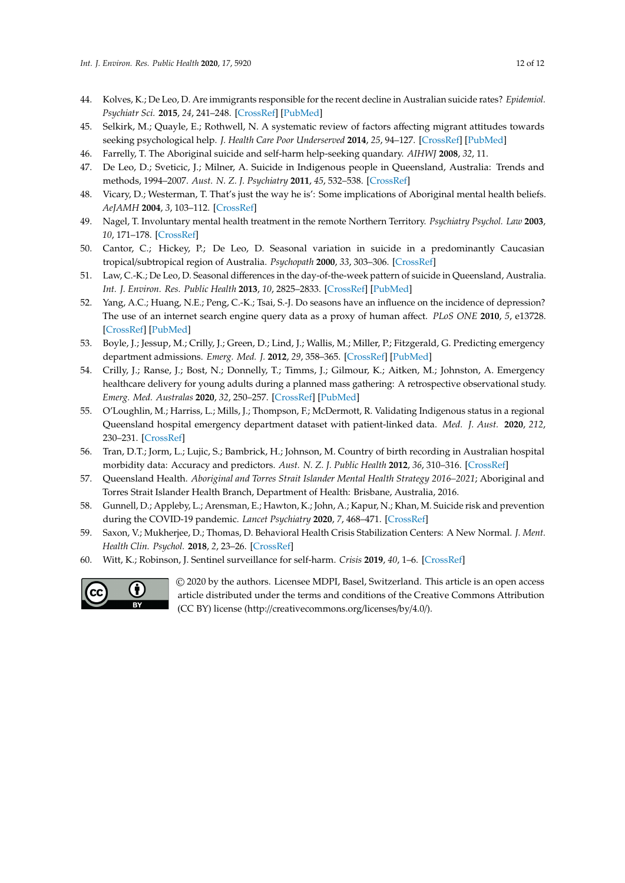44. Kolves, K.; De Leo, D. Are immigrants responsible for the recent decline in Australian suicide rates? *Epidemiol. Psychiatr Sci.* **2015**, *24*, 241–248. [CrossRef] [PubMed]
45. Selkirk, M.; Quayle, E.; Rothwell, N. A systematic review of factors affecting migrant attitudes towards seeking psychological help. *J. Health Care Poor Underserved* **2014**, *25*, 94–127. [CrossRef] [PubMed]
46. Farrelly, T. The Aboriginal suicide and self-harm help-seeking quandary. *AIHWJ* **2008**, *32*, 11.
47. De Leo, D.; Sveticic, J.; Milner, A. Suicide in Indigenous people in Queensland, Australia: Trends and methods, 1994–2007. *Aust. N. Z. J. Psychiatry* **2011**, *45*, 532–538. [CrossRef]
48. Vicary, D.; Westerman, T. That's just the way he is': Some implications of Aboriginal mental health beliefs. *AeJAMH* **2004**, *3*, 103–112. [CrossRef]
49. Nagel, T. Involuntary mental health treatment in the remote Northern Territory. *Psychiatry Psychol. Law* **2003**, *10*, 171–178. [CrossRef]
50. Cantor, C.; Hickey, P.; De Leo, D. Seasonal variation in suicide in a predominantly Caucasian tropical/subtropical region of Australia. *Psychopath* **2000**, *33*, 303–306. [CrossRef]
51. Law, C.-K.; De Leo, D. Seasonal differences in the day-of-the-week pattern of suicide in Queensland, Australia. *Int. J. Environ. Res. Public Health* **2013**, *10*, 2825–2833. [CrossRef] [PubMed]
52. Yang, A.C.; Huang, N.E.; Peng, C.-K.; Tsai, S.-J. Do seasons have an influence on the incidence of depression? The use of an internet search engine query data as a proxy of human affect. *PLoS ONE* **2010**, *5*, e13728. [CrossRef] [PubMed]
53. Boyle, J.; Jessup, M.; Crilly, J.; Green, D.; Lind, J.; Wallis, M.; Miller, P.; Fitzgerald, G. Predicting emergency department admissions. *Emerg. Med. J.* **2012**, *29*, 358–365. [CrossRef] [PubMed]
54. Crilly, J.; Ranse, J.; Bost, N.; Donnelly, T.; Timms, J.; Gilmour, K.; Aitken, M.; Johnston, A. Emergency healthcare delivery for young adults during a planned mass gathering: A retrospective observational study. *Emerg. Med. Australas* **2020**, *32*, 250–257. [CrossRef] [PubMed]
55. O'Loughlin, M.; Harriss, L.; Mills, J.; Thompson, F.; McDermott, R. Validating Indigenous status in a regional Queensland hospital emergency department dataset with patient-linked data. *Med. J. Aust.* **2020**, *212*, 230–231. [CrossRef]
56. Tran, D.T.; Jorm, L.; Lujic, S.; Bambrick, H.; Johnson, M. Country of birth recording in Australian hospital morbidity data: Accuracy and predictors. *Aust. N. Z. J. Public Health* **2012**, *36*, 310–316. [CrossRef]
57. Queensland Health. *Aboriginal and Torres Strait Islander Mental Health Strategy 2016–2021*; Aboriginal and Torres Strait Islander Health Branch, Department of Health: Brisbane, Australia, 2016.
58. Gunnell, D.; Appleby, L.; Arensman, E.; Hawton, K.; John, A.; Kapur, N.; Khan, M. Suicide risk and prevention during the COVID-19 pandemic. *Lancet Psychiatry* **2020**, *7*, 468–471. [CrossRef]
59. Saxon, V.; Mukherjee, D.; Thomas, D. Behavioral Health Crisis Stabilization Centers: A New Normal. *J. Ment. Health Clin. Psychol.* **2018**, *2*, 23–26. [CrossRef]
60. Witt, K.; Robinson, J. Sentinel surveillance for self-harm. *Crisis* **2019**, *40*, 1–6. [CrossRef]

© 2020 by the authors. Licensee MDPI, Basel, Switzerland. This article is an open access article distributed under the terms and conditions of the Creative Commons Attribution (CC BY) license (http://creativecommons.org/licenses/by/4.0/).